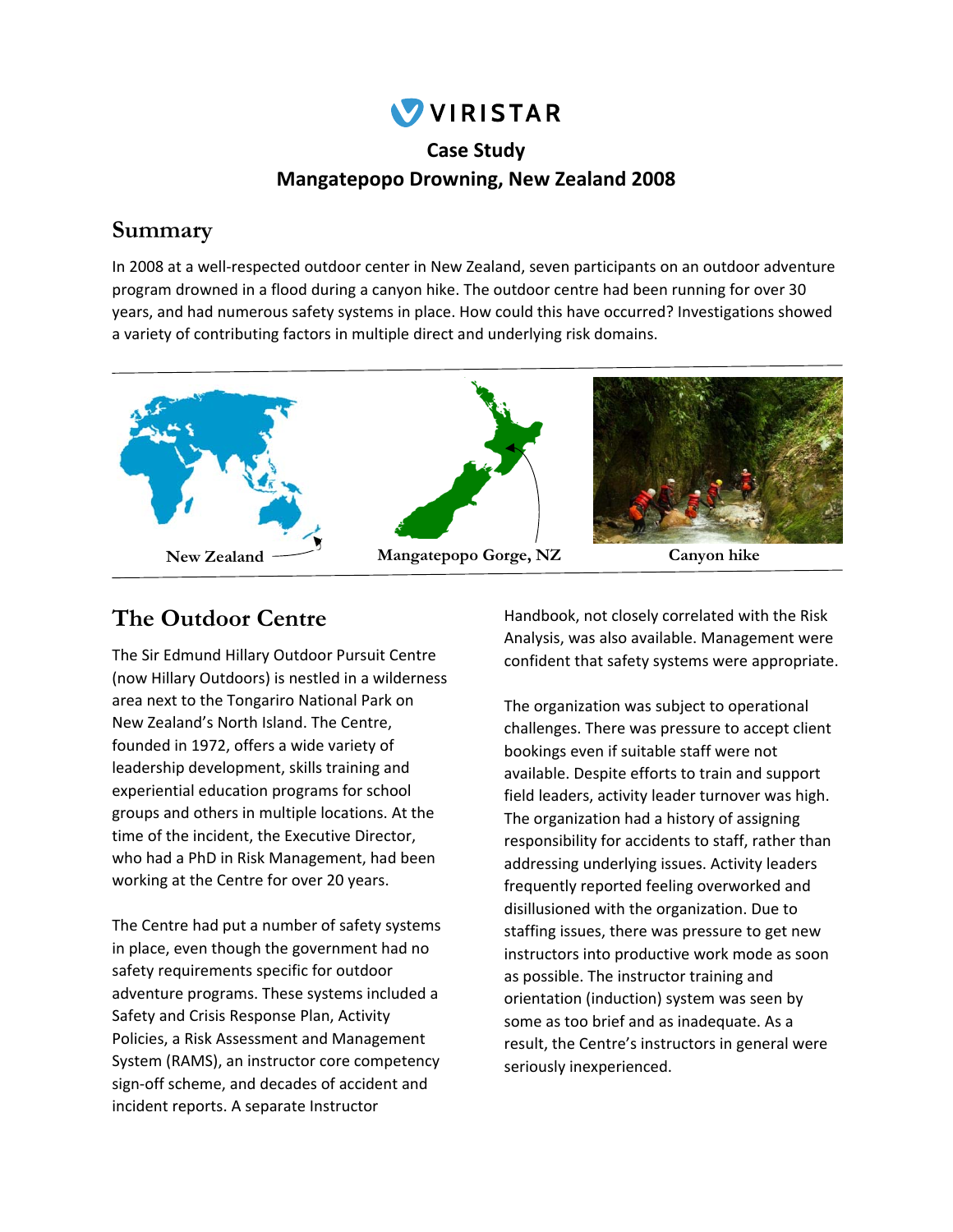VIRISTAR

# Case Study
# Mangatepopo Drowning, New Zealand 2008

## Summary

In 2008 at a well-respected outdoor center in New Zealand, seven participants on an outdoor adventure program drowned in a flood during a canyon hike. The outdoor centre had been running for over 30 years, and had numerous safety systems in place. How could this have occurred? Investigations showed a variety of contributing factors in multiple direct and underlying risk domains.

New Zealand

Mangatepopo Gorge, NZ

Canyon hike

## The Outdoor Centre

The Sir Edmund Hillary Outdoor Pursuit Centre (now Hillary Outdoors) is nestled in a wilderness area next to the Tongariro National Park on New Zealand's North Island. The Centre, founded in 1972, offers a wide variety of leadership development, skills training and experiential education programs for school groups and others in multiple locations. At the time of the incident, the Executive Director, who had a PhD in Risk Management, had been working at the Centre for over 20 years.

The Centre had put a number of safety systems in place, even though the government had no safety requirements specific for outdoor adventure programs. These systems included a Safety and Crisis Response Plan, Activity Policies, a Risk Assessment and Management System (RAMS), an instructor core competency sign-off scheme, and decades of accident and incident reports. A separate Instructor Handbook, not closely correlated with the Risk Analysis, was also available. Management were confident that safety systems were appropriate.

The organization was subject to operational challenges. There was pressure to accept client bookings even if suitable staff were not available. Despite efforts to train and support field leaders, activity leader turnover was high. The organization had a history of assigning responsibility for accidents to staff, rather than addressing underlying issues. Activity leaders frequently reported feeling overworked and disillusioned with the organization. Due to staffing issues, there was pressure to get new instructors into productive work mode as soon as possible. The instructor training and orientation (induction) system was seen by some as too brief and as inadequate. As a result, the Centre's instructors in general were seriously inexperienced.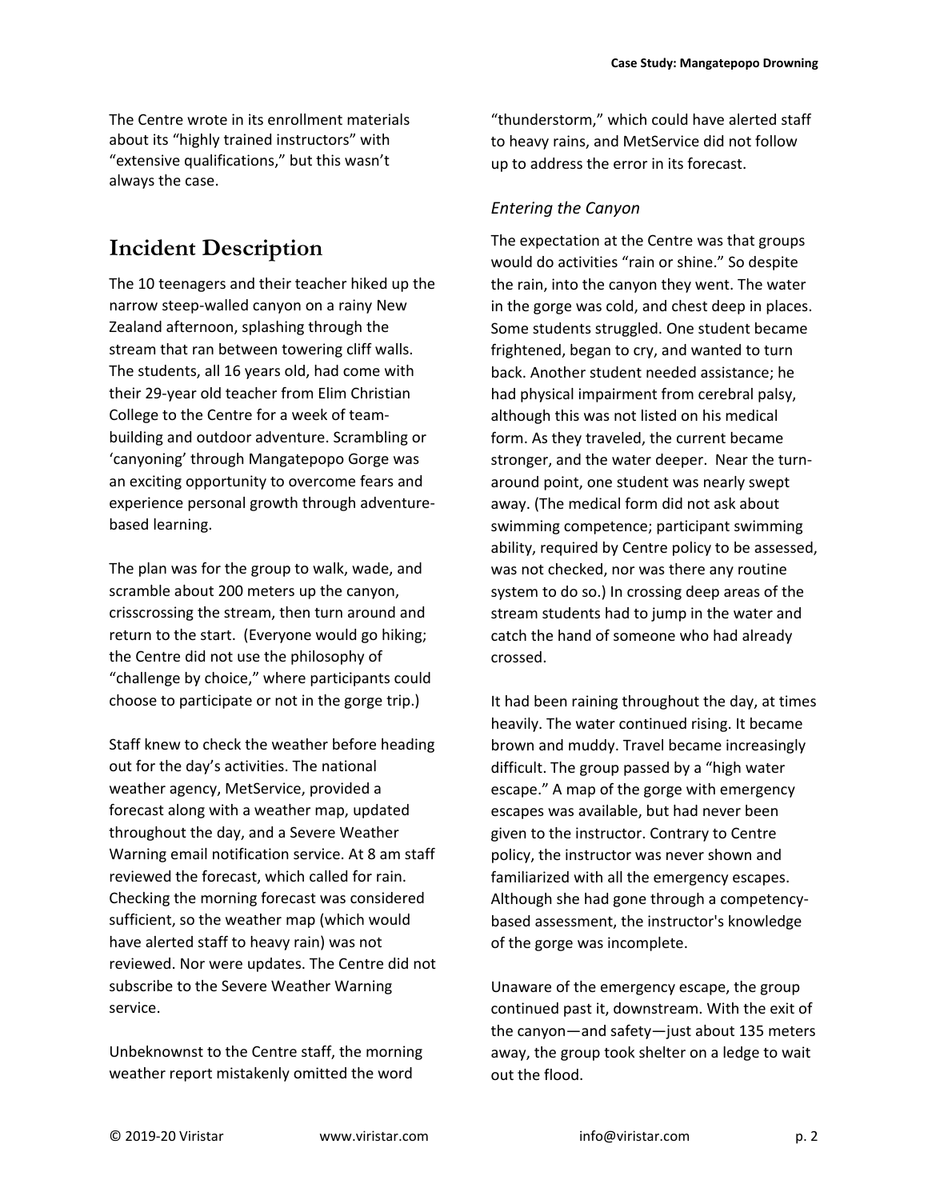The Centre wrote in its enrollment materials about its "highly trained instructors" with "extensive qualifications," but this wasn't always the case.

## Incident Description

The 10 teenagers and their teacher hiked up the narrow steep-walled canyon on a rainy New Zealand afternoon, splashing through the stream that ran between towering cliff walls. The students, all 16 years old, had come with their 29-year old teacher from Elim Christian College to the Centre for a week of team-building and outdoor adventure. Scrambling or 'canyoning' through Mangatepopo Gorge was an exciting opportunity to overcome fears and experience personal growth through adventure-based learning.

The plan was for the group to walk, wade, and scramble about 200 meters up the canyon, crisscrossing the stream, then turn around and return to the start. (Everyone would go hiking; the Centre did not use the philosophy of "challenge by choice," where participants could choose to participate or not in the gorge trip.)

Staff knew to check the weather before heading out for the day's activities. The national weather agency, MetService, provided a forecast along with a weather map, updated throughout the day, and a Severe Weather Warning email notification service. At 8 am staff reviewed the forecast, which called for rain. Checking the morning forecast was considered sufficient, so the weather map (which would have alerted staff to heavy rain) was not reviewed. Nor were updates. The Centre did not subscribe to the Severe Weather Warning service.

Unbeknownst to the Centre staff, the morning weather report mistakenly omitted the word "thunderstorm," which could have alerted staff to heavy rains, and MetService did not follow up to address the error in its forecast.

### *Entering the Canyon*

The expectation at the Centre was that groups would do activities "rain or shine." So despite the rain, into the canyon they went. The water in the gorge was cold, and chest deep in places. Some students struggled. One student became frightened, began to cry, and wanted to turn back. Another student needed assistance; he had physical impairment from cerebral palsy, although this was not listed on his medical form. As they traveled, the current became stronger, and the water deeper. Near the turn-around point, one student was nearly swept away. (The medical form did not ask about swimming competence; participant swimming ability, required by Centre policy to be assessed, was not checked, nor was there any routine system to do so.) In crossing deep areas of the stream students had to jump in the water and catch the hand of someone who had already crossed.

It had been raining throughout the day, at times heavily. The water continued rising. It became brown and muddy. Travel became increasingly difficult. The group passed by a "high water escape." A map of the gorge with emergency escapes was available, but had never been given to the instructor. Contrary to Centre policy, the instructor was never shown and familiarized with all the emergency escapes. Although she had gone through a competency-based assessment, the instructor's knowledge of the gorge was incomplete.

Unaware of the emergency escape, the group continued past it, downstream. With the exit of the canyon—and safety—just about 135 meters away, the group took shelter on a ledge to wait out the flood.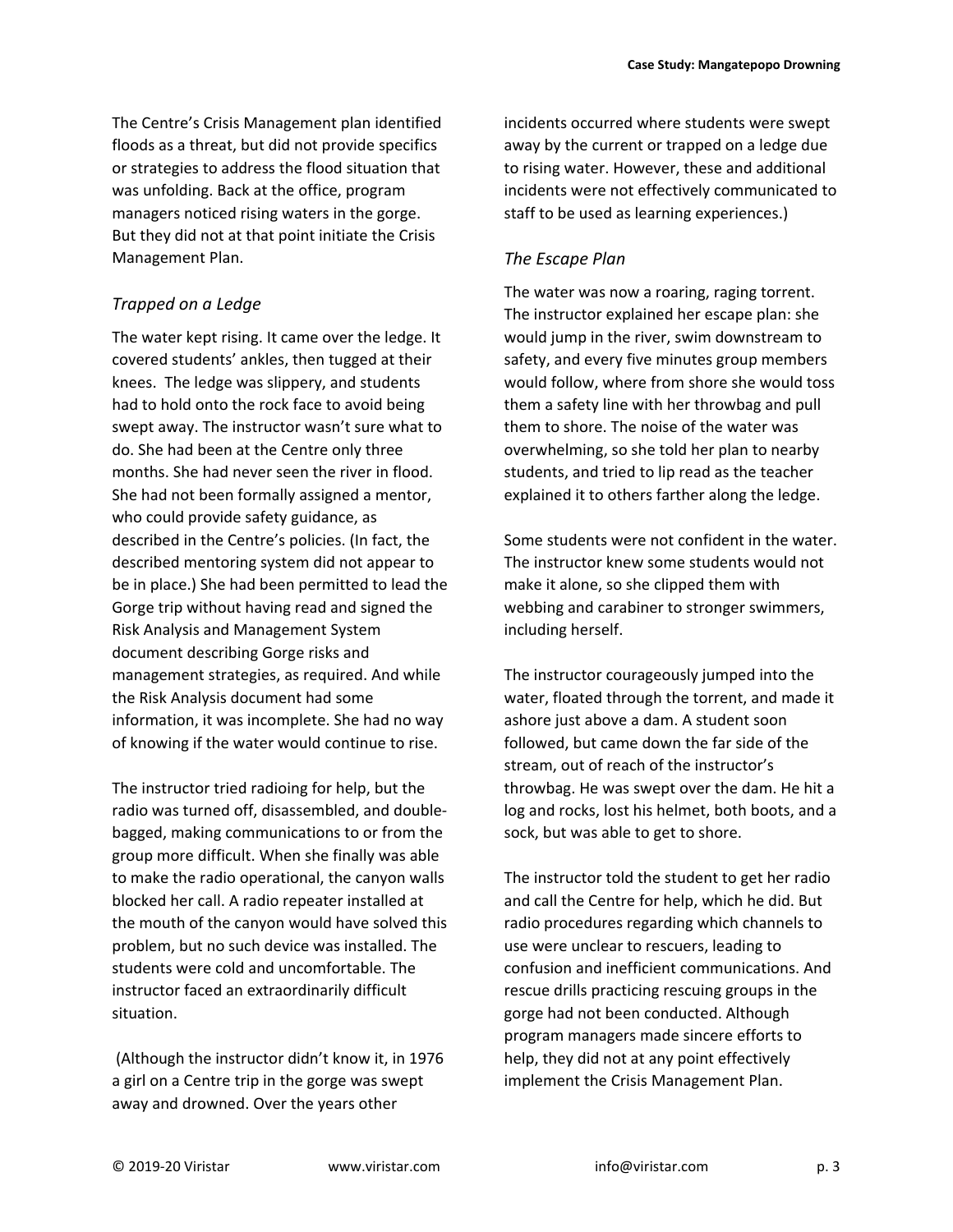The Centre's Crisis Management plan identified floods as a threat, but did not provide specifics or strategies to address the flood situation that was unfolding. Back at the office, program managers noticed rising waters in the gorge. But they did not at that point initiate the Crisis Management Plan.

### *Trapped on a Ledge*

The water kept rising. It came over the ledge. It covered students' ankles, then tugged at their knees. The ledge was slippery, and students had to hold onto the rock face to avoid being swept away. The instructor wasn't sure what to do. She had been at the Centre only three months. She had never seen the river in flood. She had not been formally assigned a mentor, who could provide safety guidance, as described in the Centre's policies. (In fact, the described mentoring system did not appear to be in place.) She had been permitted to lead the Gorge trip without having read and signed the Risk Analysis and Management System document describing Gorge risks and management strategies, as required. And while the Risk Analysis document had some information, it was incomplete. She had no way of knowing if the water would continue to rise.

The instructor tried radioing for help, but the radio was turned off, disassembled, and double-bagged, making communications to or from the group more difficult. When she finally was able to make the radio operational, the canyon walls blocked her call. A radio repeater installed at the mouth of the canyon would have solved this problem, but no such device was installed. The students were cold and uncomfortable. The instructor faced an extraordinarily difficult situation.

(Although the instructor didn't know it, in 1976 a girl on a Centre trip in the gorge was swept away and drowned. Over the years other incidents occurred where students were swept away by the current or trapped on a ledge due to rising water. However, these and additional incidents were not effectively communicated to staff to be used as learning experiences.)

### *The Escape Plan*

The water was now a roaring, raging torrent. The instructor explained her escape plan: she would jump in the river, swim downstream to safety, and every five minutes group members would follow, where from shore she would toss them a safety line with her throwbag and pull them to shore. The noise of the water was overwhelming, so she told her plan to nearby students, and tried to lip read as the teacher explained it to others farther along the ledge.

Some students were not confident in the water. The instructor knew some students would not make it alone, so she clipped them with webbing and carabiner to stronger swimmers, including herself.

The instructor courageously jumped into the water, floated through the torrent, and made it ashore just above a dam. A student soon followed, but came down the far side of the stream, out of reach of the instructor's throwbag. He was swept over the dam. He hit a log and rocks, lost his helmet, both boots, and a sock, but was able to get to shore.

The instructor told the student to get her radio and call the Centre for help, which he did. But radio procedures regarding which channels to use were unclear to rescuers, leading to confusion and inefficient communications. And rescue drills practicing rescuing groups in the gorge had not been conducted. Although program managers made sincere efforts to help, they did not at any point effectively implement the Crisis Management Plan.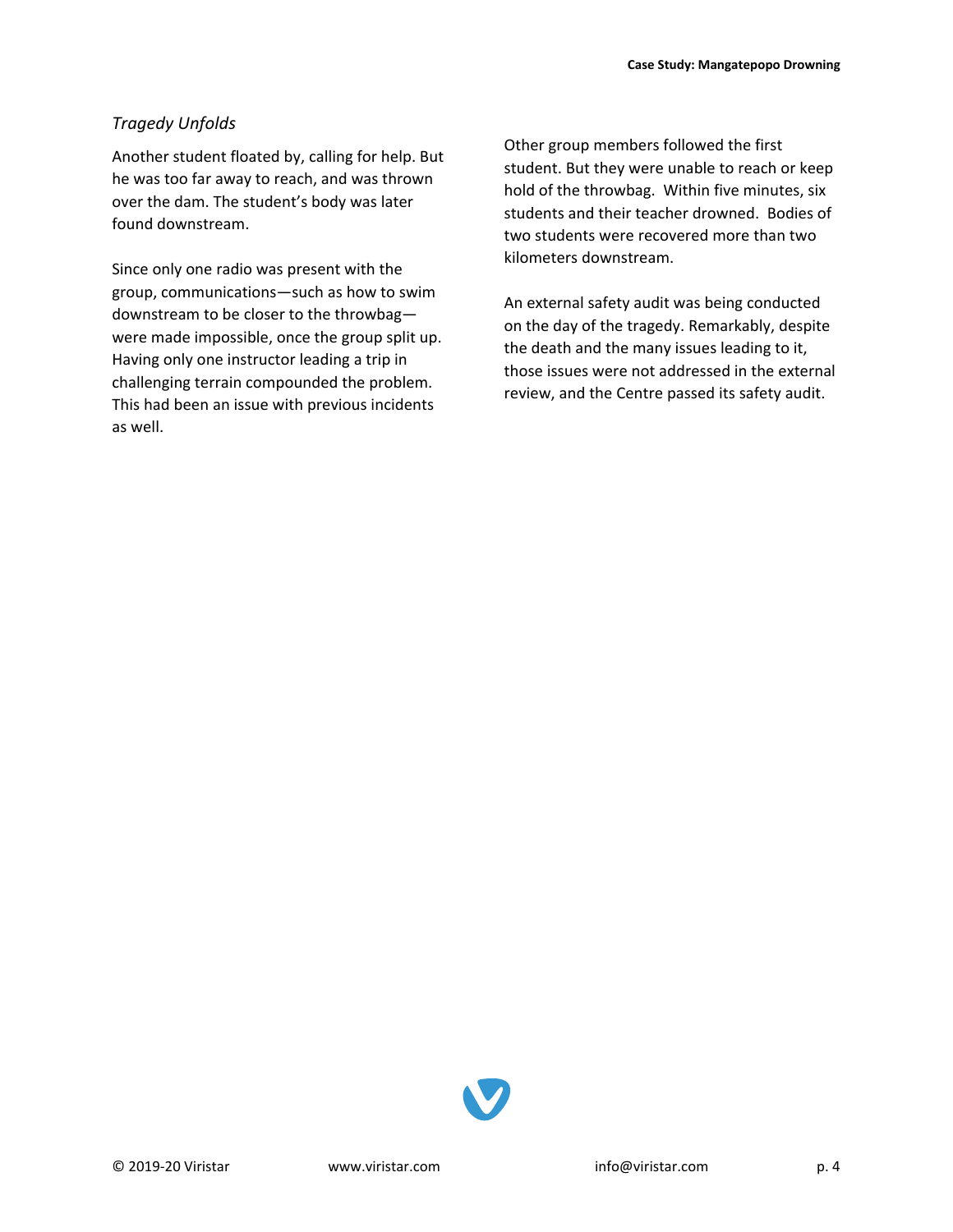*Tragedy Unfolds*

Another student floated by, calling for help. But he was too far away to reach, and was thrown over the dam. The student's body was later found downstream.

Since only one radio was present with the group, communications—such as how to swim downstream to be closer to the throwbag—were made impossible, once the group split up. Having only one instructor leading a trip in challenging terrain compounded the problem. This had been an issue with previous incidents as well.

Other group members followed the first student. But they were unable to reach or keep hold of the throwbag. Within five minutes, six students and their teacher drowned. Bodies of two students were recovered more than two kilometers downstream.

An external safety audit was being conducted on the day of the tragedy. Remarkably, despite the death and the many issues leading to it, those issues were not addressed in the external review, and the Centre passed its safety audit.